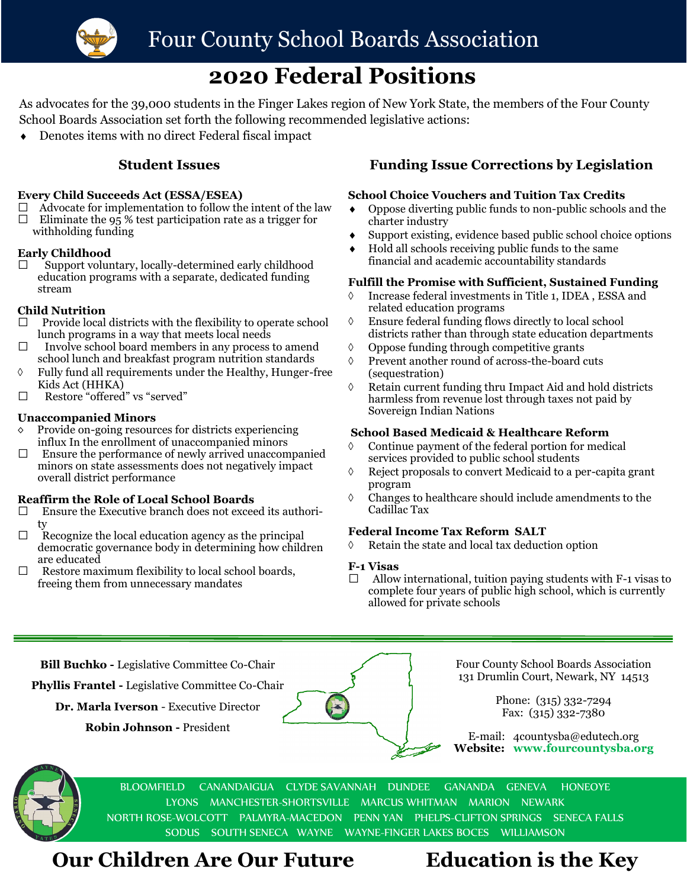# Four County School Boards Association

# 2020 Federal Positions

As advocates for the 39,000 students in the Finger Lakes region of New York State, the members of the Four County School Boards Association set forth the following recommended legislative actions:

♦ Denotes items with no direct Federal fiscal impact

## Student Issues

### Every Child Succeeds Act (ESSA/ESEA)

- ☐ Advocate for implementation to follow the intent of the law
- ☐ Eliminate the 95 % test participation rate as a trigger for withholding funding

### Early Childhood

- ☐ Support voluntary, locally-determined early childhood education programs with a separate, dedicated funding stream

### Child Nutrition

- ☐ Provide local districts with the flexibility to operate school lunch programs in a way that meets local needs
- ☐ Involve school board members in any process to amend school lunch and breakfast program nutrition standards
- ◊ Fully fund all requirements under the Healthy, Hunger-free Kids Act (HHKA)
- ☐ Restore “offered” vs “served”

### Unaccompanied Minors

- ◊ Provide on-going resources for districts experiencing influx In the enrollment of unaccompanied minors
- ☐ Ensure the performance of newly arrived unaccompanied minors on state assessments does not negatively impact overall district performance

### Reaffirm the Role of Local School Boards

- ☐ Ensure the Executive branch does not exceed its authority
- ☐ Recognize the local education agency as the principal democratic governance body in determining how children are educated
- ☐ Restore maximum flexibility to local school boards, freeing them from unnecessary mandates

## Funding Issue Corrections by Legislation

### School Choice Vouchers and Tuition Tax Credits

- ♦ Oppose diverting public funds to non-public schools and the charter industry
- ♦ Support existing, evidence based public school choice options
- ♦ Hold all schools receiving public funds to the same financial and academic accountability standards

### Fulfill the Promise with Sufficient, Sustained Funding

- ◊ Increase federal investments in Title 1, IDEA , ESSA and related education programs
- ◊ Ensure federal funding flows directly to local school districts rather than through state education departments
- ◊ Oppose funding through competitive grants
- ◊ Prevent another round of across-the-board cuts (sequestration)
- ◊ Retain current funding thru Impact Aid and hold districts harmless from revenue lost through taxes not paid by Sovereign Indian Nations

### School Based Medicaid & Healthcare Reform

- ◊ Continue payment of the federal portion for medical services provided to public school students
- ◊ Reject proposals to convert Medicaid to a per-capita grant program
- ◊ Changes to healthcare should include amendments to the Cadillac Tax

### Federal Income Tax Reform SALT

- ◊ Retain the state and local tax deduction option

### F-1 Visas

- ☐ Allow international, tuition paying students with F-1 visas to complete four years of public high school, which is currently allowed for private schools

---

**Bill Buchko -** Legislative Committee Co-Chair

**Phyllis Frantel -** Legislative Committee Co-Chair

**Dr. Marla Iverson** - Executive Director

**Robin Johnson -** President

Four County School Boards Association
131 Drumlin Court, Newark, NY 14513

Phone: (315) 332-7294
Fax: (315) 332-7380

E-mail: 4countysba@edutech.org
**Website:** **www.fourcountysba.org**

BLOOMFIELD CANANDAIGUA CLYDE SAVANNAH DUNDEE GANANDA GENEVA HONEOYE LYONS MANCHESTER-SHORTSVILLE MARCUS WHITMAN MARION NEWARK NORTH ROSE-WOLCOTT PALMYRA-MACEDON PENN YAN PHELPS-CLIFTON SPRINGS SENECA FALLS SODUS SOUTH SENECA WAYNE WAYNE-FINGER LAKES BOCES WILLIAMSON

**Our Children Are Our Future** **Education is the Key**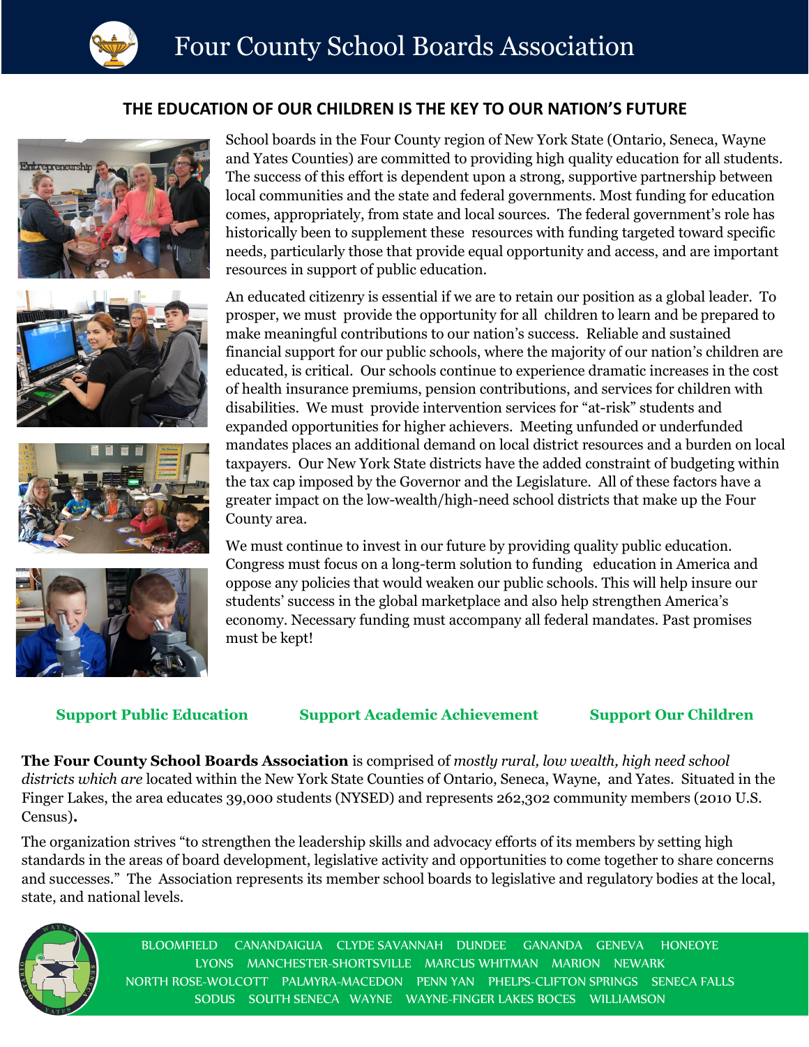# Four County School Boards Association

## THE EDUCATION OF OUR CHILDREN IS THE KEY TO OUR NATION'S FUTURE

School boards in the Four County region of New York State (Ontario, Seneca, Wayne and Yates Counties) are committed to providing high quality education for all students. The success of this effort is dependent upon a strong, supportive partnership between local communities and the state and federal governments. Most funding for education comes, appropriately, from state and local sources. The federal government's role has historically been to supplement these resources with funding targeted toward specific needs, particularly those that provide equal opportunity and access, and are important resources in support of public education.

An educated citizenry is essential if we are to retain our position as a global leader. To prosper, we must provide the opportunity for all children to learn and be prepared to make meaningful contributions to our nation's success. Reliable and sustained financial support for our public schools, where the majority of our nation's children are educated, is critical. Our schools continue to experience dramatic increases in the cost of health insurance premiums, pension contributions, and services for children with disabilities. We must provide intervention services for "at-risk" students and expanded opportunities for higher achievers. Meeting unfunded or underfunded mandates places an additional demand on local district resources and a burden on local taxpayers. Our New York State districts have the added constraint of budgeting within the tax cap imposed by the Governor and the Legislature. All of these factors have a greater impact on the low-wealth/high-need school districts that make up the Four County area.

We must continue to invest in our future by providing quality public education. Congress must focus on a long-term solution to funding education in America and oppose any policies that would weaken our public schools. This will help insure our students' success in the global marketplace and also help strengthen America's economy. Necessary funding must accompany all federal mandates. Past promises must be kept!

**Support Public Education** **Support Academic Achievement** **Support Our Children**

**The Four County School Boards Association** is comprised of *mostly rural, low wealth, high need school districts which are* located within the New York State Counties of Ontario, Seneca, Wayne, and Yates. Situated in the Finger Lakes, the area educates 39,000 students (NYSED) and represents 262,302 community members (2010 U.S. Census)**.**

The organization strives "to strengthen the leadership skills and advocacy efforts of its members by setting high standards in the areas of board development, legislative activity and opportunities to come together to share concerns and successes." The Association represents its member school boards to legislative and regulatory bodies at the local, state, and national levels.

BLOOMFIELD CANANDAIGUA CLYDE SAVANNAH DUNDEE GANANDA GENEVA HONEOYE LYONS MANCHESTER-SHORTSVILLE MARCUS WHITMAN MARION NEWARK NORTH ROSE-WOLCOTT PALMYRA-MACEDON PENN YAN PHELPS-CLIFTON SPRINGS SENECA FALLS SODUS SOUTH SENECA WAYNE WAYNE-FINGER LAKES BOCES WILLIAMSON